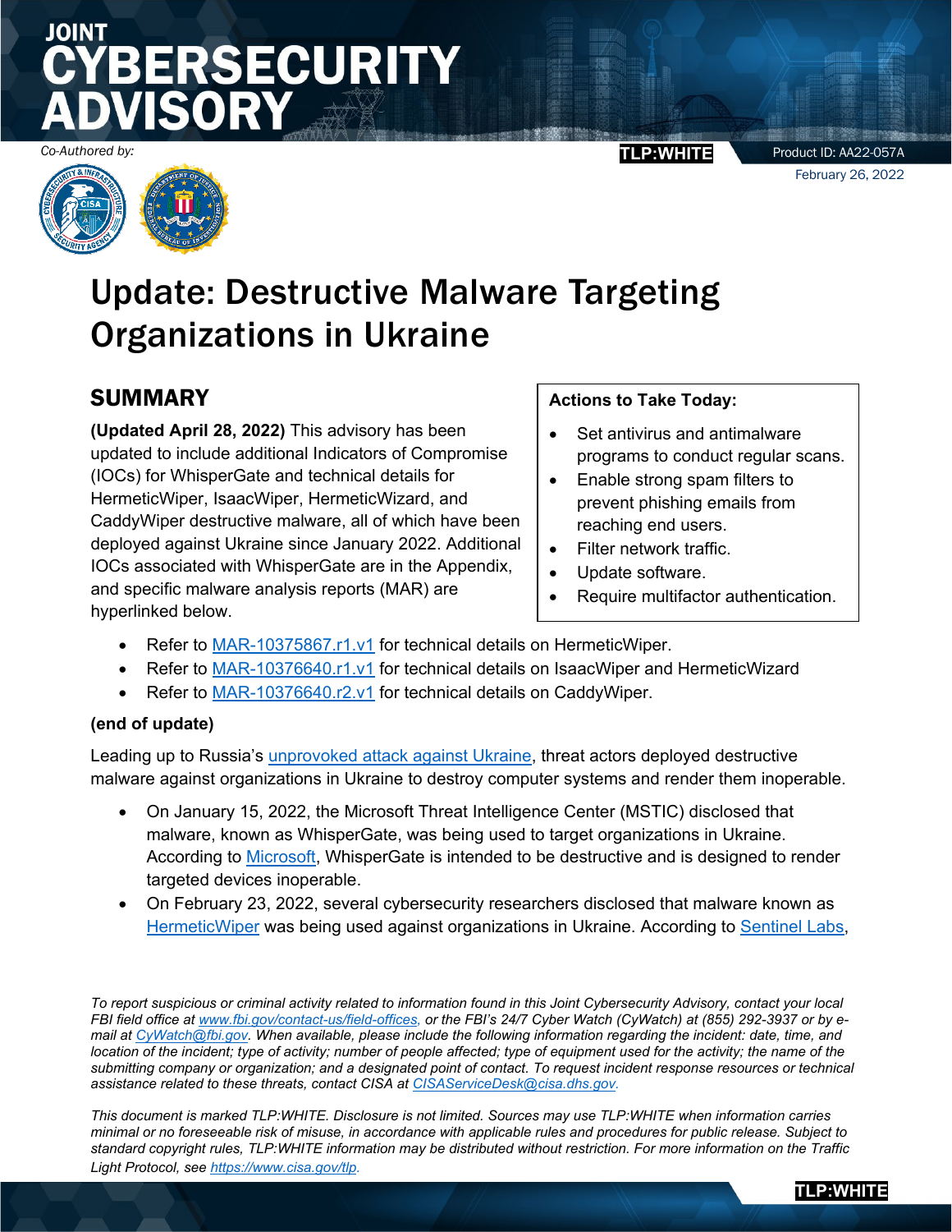# JOINT CYBERSECURITY ADVISORY

*Co-Authored by:*

**TLP:WHITE**

Product ID: AA22-057A

February 26, 2022

# Update: Destructive Malware Targeting Organizations in Ukraine

## SUMMARY

**(Updated April 28, 2022)** This advisory has been updated to include additional Indicators of Compromise (IOCs) for WhisperGate and technical details for HermeticWiper, IsaacWiper, HermeticWizard, and CaddyWiper destructive malware, all of which have been deployed against Ukraine since January 2022. Additional IOCs associated with WhisperGate are in the Appendix, and specific malware analysis reports (MAR) are hyperlinked below.

**Actions to Take Today:**

- Set antivirus and antimalware programs to conduct regular scans.
- Enable strong spam filters to prevent phishing emails from reaching end users.
- Filter network traffic.
- Update software.
- Require multifactor authentication.

- Refer to MAR-10375867.r1.v1 for technical details on HermeticWiper.
- Refer to MAR-10376640.r1.v1 for technical details on IsaacWiper and HermeticWizard
- Refer to MAR-10376640.r2.v1 for technical details on CaddyWiper.

**(end of update)**

Leading up to Russia's unprovoked attack against Ukraine, threat actors deployed destructive malware against organizations in Ukraine to destroy computer systems and render them inoperable.

- On January 15, 2022, the Microsoft Threat Intelligence Center (MSTIC) disclosed that malware, known as WhisperGate, was being used to target organizations in Ukraine. According to Microsoft, WhisperGate is intended to be destructive and is designed to render targeted devices inoperable.
- On February 23, 2022, several cybersecurity researchers disclosed that malware known as HermeticWiper was being used against organizations in Ukraine. According to Sentinel Labs,

*To report suspicious or criminal activity related to information found in this Joint Cybersecurity Advisory, contact your local FBI field office at www.fbi.gov/contact-us/field-offices, or the FBI's 24/7 Cyber Watch (CyWatch) at (855) 292-3937 or by e-mail at CyWatch@fbi.gov. When available, please include the following information regarding the incident: date, time, and location of the incident; type of activity; number of people affected; type of equipment used for the activity; the name of the submitting company or organization; and a designated point of contact. To request incident response resources or technical assistance related to these threats, contact CISA at CISAServiceDesk@cisa.dhs.gov.*

*This document is marked TLP:WHITE. Disclosure is not limited. Sources may use TLP:WHITE when information carries minimal or no foreseeable risk of misuse, in accordance with applicable rules and procedures for public release. Subject to standard copyright rules, TLP:WHITE information may be distributed without restriction. For more information on the Traffic Light Protocol, see https://www.cisa.gov/tlp.*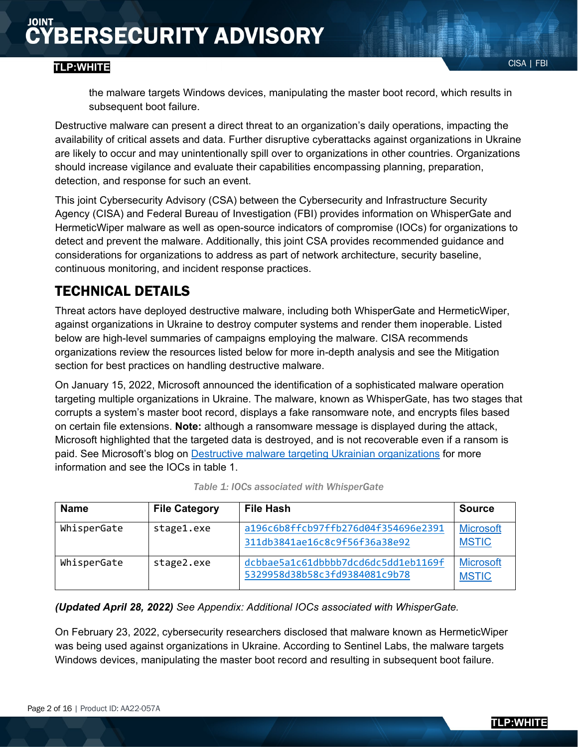the malware targets Windows devices, manipulating the master boot record, which results in subsequent boot failure.

Destructive malware can present a direct threat to an organization's daily operations, impacting the availability of critical assets and data. Further disruptive cyberattacks against organizations in Ukraine are likely to occur and may unintentionally spill over to organizations in other countries. Organizations should increase vigilance and evaluate their capabilities encompassing planning, preparation, detection, and response for such an event.

This joint Cybersecurity Advisory (CSA) between the Cybersecurity and Infrastructure Security Agency (CISA) and Federal Bureau of Investigation (FBI) provides information on WhisperGate and HermeticWiper malware as well as open-source indicators of compromise (IOCs) for organizations to detect and prevent the malware. Additionally, this joint CSA provides recommended guidance and considerations for organizations to address as part of network architecture, security baseline, continuous monitoring, and incident response practices.

## TECHNICAL DETAILS

Threat actors have deployed destructive malware, including both WhisperGate and HermeticWiper, against organizations in Ukraine to destroy computer systems and render them inoperable. Listed below are high-level summaries of campaigns employing the malware. CISA recommends organizations review the resources listed below for more in-depth analysis and see the Mitigation section for best practices on handling destructive malware.

On January 15, 2022, Microsoft announced the identification of a sophisticated malware operation targeting multiple organizations in Ukraine. The malware, known as WhisperGate, has two stages that corrupts a system's master boot record, displays a fake ransomware note, and encrypts files based on certain file extensions. **Note:** although a ransomware message is displayed during the attack, Microsoft highlighted that the targeted data is destroyed, and is not recoverable even if a ransom is paid. See Microsoft's blog on Destructive malware targeting Ukrainian organizations for more information and see the IOCs in table 1.

*Table 1: IOCs associated with WhisperGate*

| Name | File Category | File Hash | Source |
|---|---|---|---|
| WhisperGate | stage1.exe | a196c6b8ffcb97ffb276d04f354696e2391311db3841ae16c8c9f56f36a38e92 | Microsoft MSTIC |
| WhisperGate | stage2.exe | dcbbae5a1c61dbbbb7dcd6dc5dd1eb1169f5329958d38b58c3fd9384081c9b78 | Microsoft MSTIC |

***(Updated April 28, 2022)*** *See Appendix: Additional IOCs associated with WhisperGate.*

On February 23, 2022, cybersecurity researchers disclosed that malware known as HermeticWiper was being used against organizations in Ukraine. According to Sentinel Labs, the malware targets Windows devices, manipulating the master boot record and resulting in subsequent boot failure.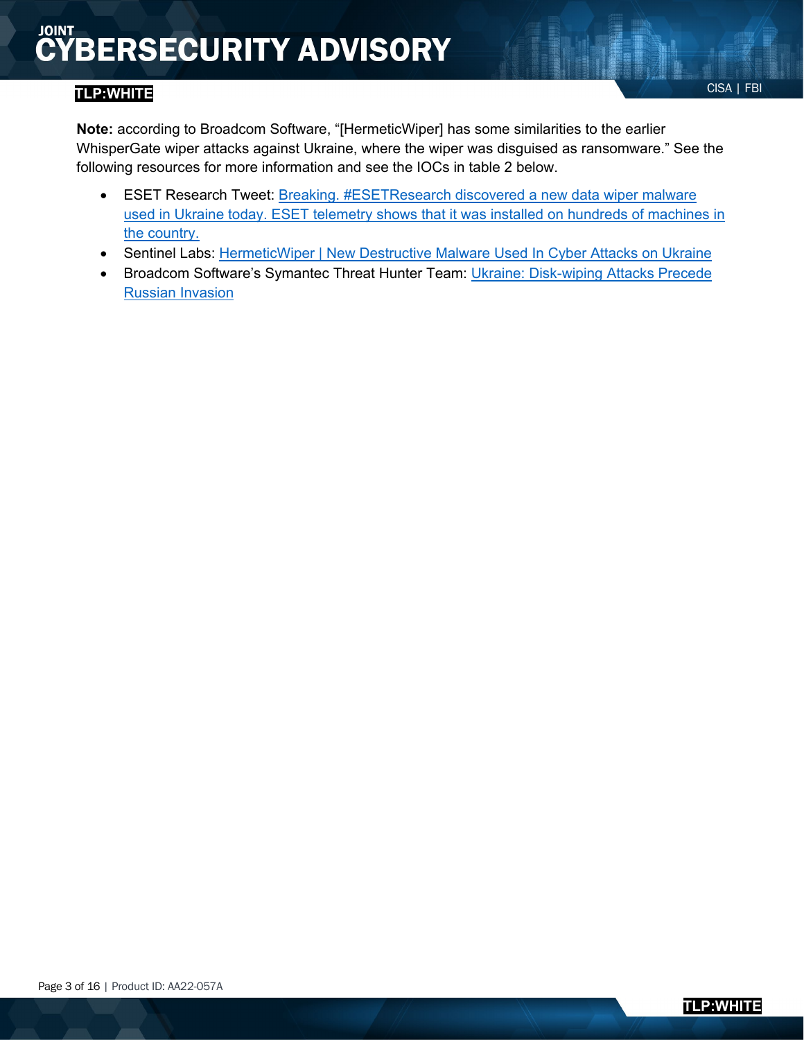**Note:** according to Broadcom Software, "[HermeticWiper] has some similarities to the earlier WhisperGate wiper attacks against Ukraine, where the wiper was disguised as ransomware." See the following resources for more information and see the IOCs in table 2 below.

- ESET Research Tweet: Breaking. #ESETResearch discovered a new data wiper malware used in Ukraine today. ESET telemetry shows that it was installed on hundreds of machines in the country.
- Sentinel Labs: HermeticWiper | New Destructive Malware Used In Cyber Attacks on Ukraine
- Broadcom Software's Symantec Threat Hunter Team: Ukraine: Disk-wiping Attacks Precede Russian Invasion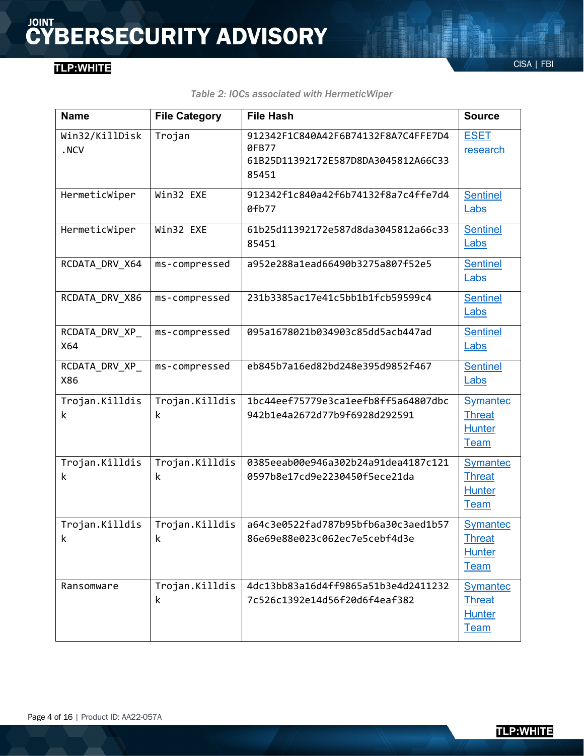*Table 2: IOCs associated with HermeticWiper*

| Name | File Category | File Hash | Source |
|---|---|---|---|
| Win32/KillDisk.NCV | Trojan | 912342F1C840A42F6B74132F8A7C4FFE7D40FB77 61B25D11392172E587D8DA3045812A66C3385451 | ESET research |
| HermeticWiper | Win32 EXE | 912342f1c840a42f6b74132f8a7c4ffe7d40fb77 | Sentinel Labs |
| HermeticWiper | Win32 EXE | 61b25d11392172e587d8da3045812a66c3385451 | Sentinel Labs |
| RCDATA_DRV_X64 | ms-compressed | a952e288a1ead66490b3275a807f52e5 | Sentinel Labs |
| RCDATA_DRV_X86 | ms-compressed | 231b3385ac17e41c5bb1b1fcb59599c4 | Sentinel Labs |
| RCDATA_DRV_XP_X64 | ms-compressed | 095a1678021b034903c85dd5acb447ad | Sentinel Labs |
| RCDATA_DRV_XP_X86 | ms-compressed | eb845b7a16ed82bd248e395d9852f467 | Sentinel Labs |
| Trojan.Killdisk | Trojan.Killdisk | 1bc44eef75779e3ca1eefb8ff5a64807dbc942b1e4a2672d77b9f6928d292591 | Symantec Threat Hunter Team |
| Trojan.Killdisk | Trojan.Killdisk | 0385eeab00e946a302b24a91dea4187c1210597b8e17cd9e2230450f5ece21da | Symantec Threat Hunter Team |
| Trojan.Killdisk | Trojan.Killdisk | a64c3e0522fad787b95bfb6a30c3aed1b5786e69e88e023c062ec7e5cebf4d3e | Symantec Threat Hunter Team |
| Ransomware | Trojan.Killdisk | 4dc13bb83a16d4ff9865a51b3e4d24112327c526c1392e14d56f20d6f4eaf382 | Symantec Threat Hunter Team |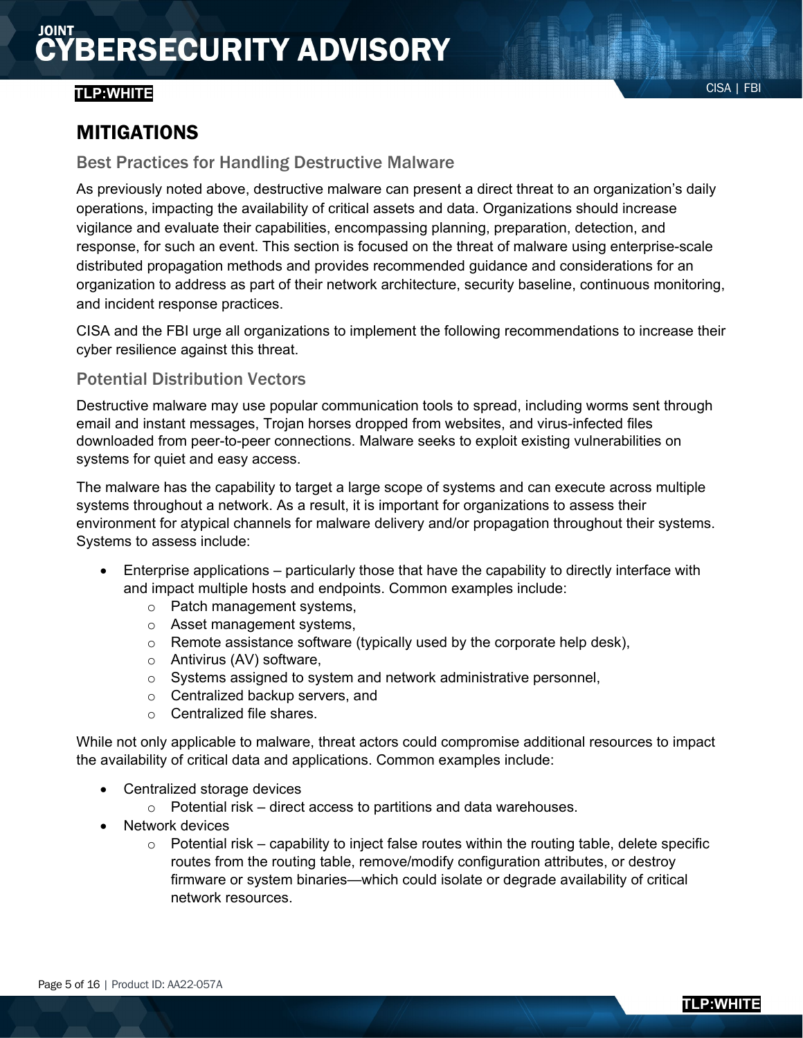## MITIGATIONS

### Best Practices for Handling Destructive Malware

As previously noted above, destructive malware can present a direct threat to an organization's daily operations, impacting the availability of critical assets and data. Organizations should increase vigilance and evaluate their capabilities, encompassing planning, preparation, detection, and response, for such an event. This section is focused on the threat of malware using enterprise-scale distributed propagation methods and provides recommended guidance and considerations for an organization to address as part of their network architecture, security baseline, continuous monitoring, and incident response practices.

CISA and the FBI urge all organizations to implement the following recommendations to increase their cyber resilience against this threat.

### Potential Distribution Vectors

Destructive malware may use popular communication tools to spread, including worms sent through email and instant messages, Trojan horses dropped from websites, and virus-infected files downloaded from peer-to-peer connections. Malware seeks to exploit existing vulnerabilities on systems for quiet and easy access.

The malware has the capability to target a large scope of systems and can execute across multiple systems throughout a network. As a result, it is important for organizations to assess their environment for atypical channels for malware delivery and/or propagation throughout their systems. Systems to assess include:

- Enterprise applications – particularly those that have the capability to directly interface with and impact multiple hosts and endpoints. Common examples include:
  - Patch management systems,
  - Asset management systems,
  - Remote assistance software (typically used by the corporate help desk),
  - Antivirus (AV) software,
  - Systems assigned to system and network administrative personnel,
  - Centralized backup servers, and
  - Centralized file shares.

While not only applicable to malware, threat actors could compromise additional resources to impact the availability of critical data and applications. Common examples include:

- Centralized storage devices
  - Potential risk – direct access to partitions and data warehouses.
- Network devices
  - Potential risk – capability to inject false routes within the routing table, delete specific routes from the routing table, remove/modify configuration attributes, or destroy firmware or system binaries—which could isolate or degrade availability of critical network resources.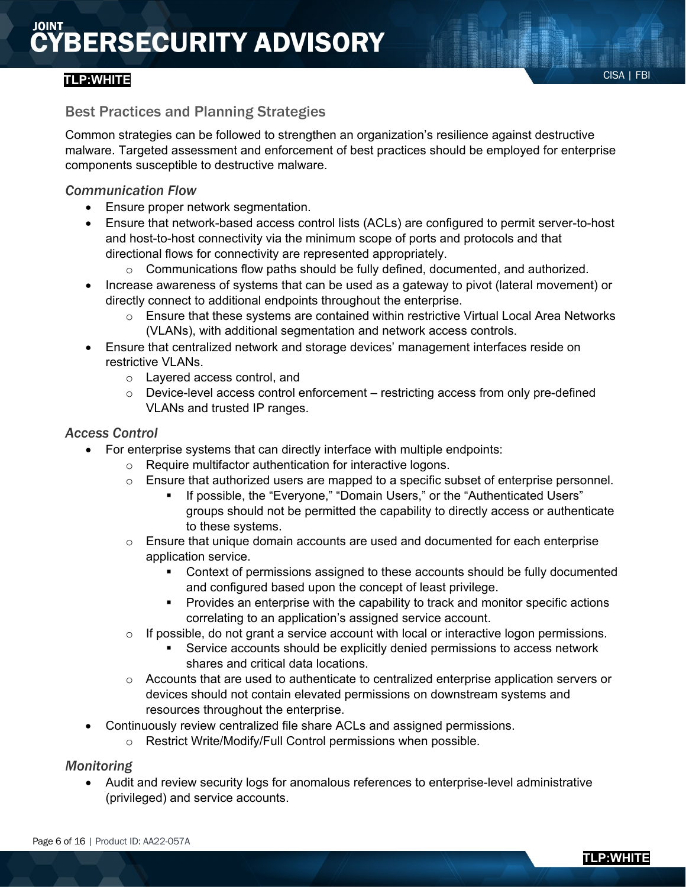## Best Practices and Planning Strategies

Common strategies can be followed to strengthen an organization's resilience against destructive malware. Targeted assessment and enforcement of best practices should be employed for enterprise components susceptible to destructive malware.

### *Communication Flow*

- Ensure proper network segmentation.
- Ensure that network-based access control lists (ACLs) are configured to permit server-to-host and host-to-host connectivity via the minimum scope of ports and protocols and that directional flows for connectivity are represented appropriately.
  - Communications flow paths should be fully defined, documented, and authorized.
- Increase awareness of systems that can be used as a gateway to pivot (lateral movement) or directly connect to additional endpoints throughout the enterprise.
  - Ensure that these systems are contained within restrictive Virtual Local Area Networks (VLANs), with additional segmentation and network access controls.
- Ensure that centralized network and storage devices' management interfaces reside on restrictive VLANs.
  - Layered access control, and
  - Device-level access control enforcement – restricting access from only pre-defined VLANs and trusted IP ranges.

### *Access Control*

- For enterprise systems that can directly interface with multiple endpoints:
  - Require multifactor authentication for interactive logons.
  - Ensure that authorized users are mapped to a specific subset of enterprise personnel.
    - If possible, the "Everyone," "Domain Users," or the "Authenticated Users" groups should not be permitted the capability to directly access or authenticate to these systems.
  - Ensure that unique domain accounts are used and documented for each enterprise application service.
    - Context of permissions assigned to these accounts should be fully documented and configured based upon the concept of least privilege.
    - Provides an enterprise with the capability to track and monitor specific actions correlating to an application's assigned service account.
  - If possible, do not grant a service account with local or interactive logon permissions.
    - Service accounts should be explicitly denied permissions to access network shares and critical data locations.
  - Accounts that are used to authenticate to centralized enterprise application servers or devices should not contain elevated permissions on downstream systems and resources throughout the enterprise.
- Continuously review centralized file share ACLs and assigned permissions.
  - Restrict Write/Modify/Full Control permissions when possible.

### *Monitoring*

- Audit and review security logs for anomalous references to enterprise-level administrative (privileged) and service accounts.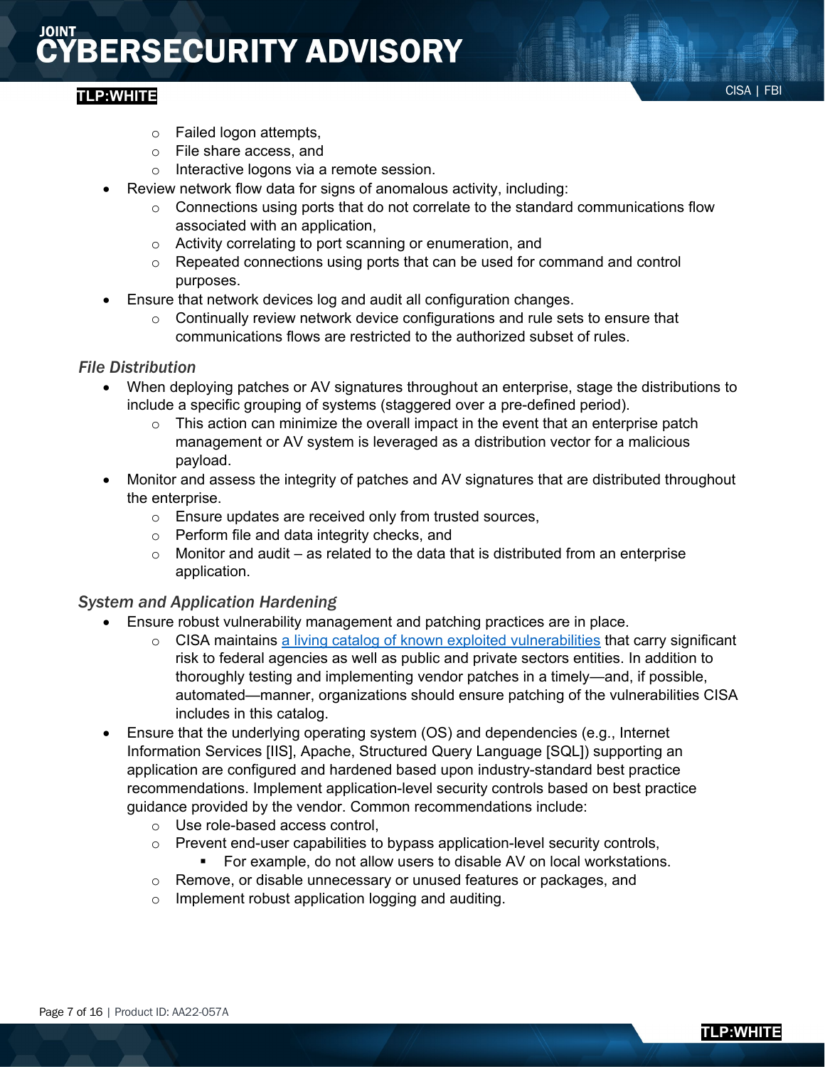- Failed logon attempts,
    - File share access, and
    - Interactive logons via a remote session.
- Review network flow data for signs of anomalous activity, including:
    - Connections using ports that do not correlate to the standard communications flow associated with an application,
    - Activity correlating to port scanning or enumeration, and
    - Repeated connections using ports that can be used for command and control purposes.
- Ensure that network devices log and audit all configuration changes.
    - Continually review network device configurations and rule sets to ensure that communications flows are restricted to the authorized subset of rules.

### *File Distribution*

- When deploying patches or AV signatures throughout an enterprise, stage the distributions to include a specific grouping of systems (staggered over a pre-defined period).
    - This action can minimize the overall impact in the event that an enterprise patch management or AV system is leveraged as a distribution vector for a malicious payload.
- Monitor and assess the integrity of patches and AV signatures that are distributed throughout the enterprise.
    - Ensure updates are received only from trusted sources,
    - Perform file and data integrity checks, and
    - Monitor and audit – as related to the data that is distributed from an enterprise application.

### *System and Application Hardening*

- Ensure robust vulnerability management and patching practices are in place.
    - CISA maintains [a living catalog of known exploited vulnerabilities](https://www.cisa.gov/known-exploited-vulnerabilities-catalog) that carry significant risk to federal agencies as well as public and private sectors entities. In addition to thoroughly testing and implementing vendor patches in a timely—and, if possible, automated—manner, organizations should ensure patching of the vulnerabilities CISA includes in this catalog.
- Ensure that the underlying operating system (OS) and dependencies (e.g., Internet Information Services [IIS], Apache, Structured Query Language [SQL]) supporting an application are configured and hardened based upon industry-standard best practice recommendations. Implement application-level security controls based on best practice guidance provided by the vendor. Common recommendations include:
    - Use role-based access control,
    - Prevent end-user capabilities to bypass application-level security controls,
        - For example, do not allow users to disable AV on local workstations.
    - Remove, or disable unnecessary or unused features or packages, and
    - Implement robust application logging and auditing.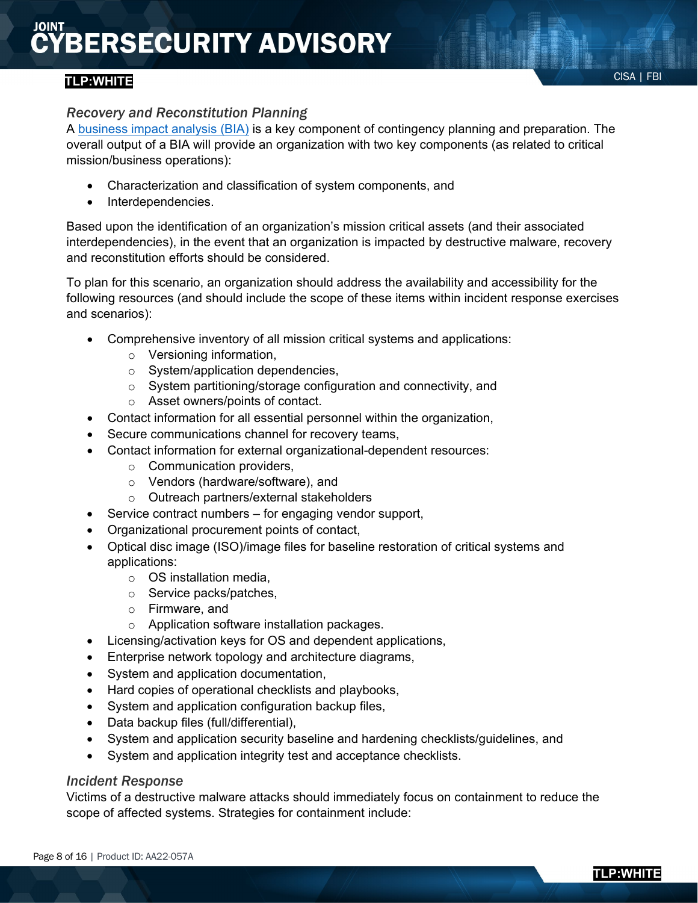### *Recovery and Reconstitution Planning*

A business impact analysis (BIA) is a key component of contingency planning and preparation. The overall output of a BIA will provide an organization with two key components (as related to critical mission/business operations):

- Characterization and classification of system components, and
- Interdependencies.

Based upon the identification of an organization's mission critical assets (and their associated interdependencies), in the event that an organization is impacted by destructive malware, recovery and reconstitution efforts should be considered.

To plan for this scenario, an organization should address the availability and accessibility for the following resources (and should include the scope of these items within incident response exercises and scenarios):

- Comprehensive inventory of all mission critical systems and applications:
  - Versioning information,
  - System/application dependencies,
  - System partitioning/storage configuration and connectivity, and
  - Asset owners/points of contact.
- Contact information for all essential personnel within the organization,
- Secure communications channel for recovery teams,
- Contact information for external organizational-dependent resources:
  - Communication providers,
  - Vendors (hardware/software), and
  - Outreach partners/external stakeholders
- Service contract numbers – for engaging vendor support,
- Organizational procurement points of contact,
- Optical disc image (ISO)/image files for baseline restoration of critical systems and applications:
  - OS installation media,
  - Service packs/patches,
  - Firmware, and
  - Application software installation packages.
- Licensing/activation keys for OS and dependent applications,
- Enterprise network topology and architecture diagrams,
- System and application documentation,
- Hard copies of operational checklists and playbooks,
- System and application configuration backup files,
- Data backup files (full/differential),
- System and application security baseline and hardening checklists/guidelines, and
- System and application integrity test and acceptance checklists.

### *Incident Response*

Victims of a destructive malware attacks should immediately focus on containment to reduce the scope of affected systems. Strategies for containment include: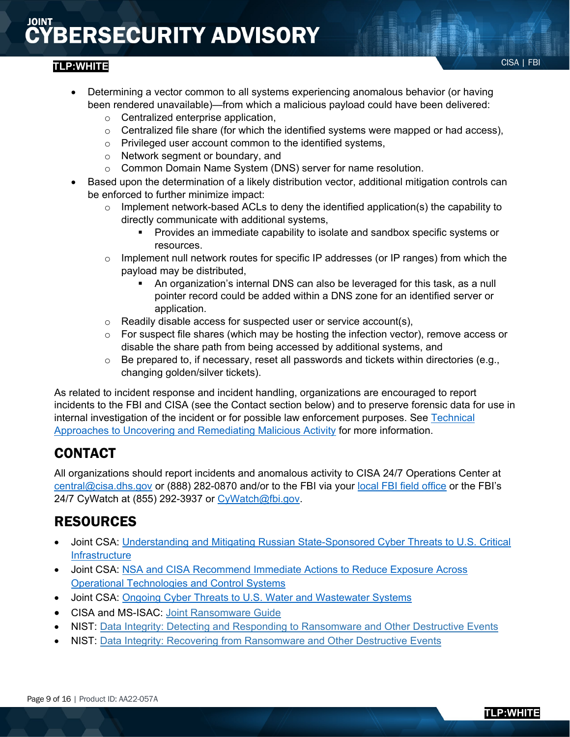- Determining a vector common to all systems experiencing anomalous behavior (or having been rendered unavailable)—from which a malicious payload could have been delivered:
    - Centralized enterprise application,
    - Centralized file share (for which the identified systems were mapped or had access),
    - Privileged user account common to the identified systems,
    - Network segment or boundary, and
    - Common Domain Name System (DNS) server for name resolution.
- Based upon the determination of a likely distribution vector, additional mitigation controls can be enforced to further minimize impact:
    - Implement network-based ACLs to deny the identified application(s) the capability to directly communicate with additional systems,
        - Provides an immediate capability to isolate and sandbox specific systems or resources.
    - Implement null network routes for specific IP addresses (or IP ranges) from which the payload may be distributed,
        - An organization's internal DNS can also be leveraged for this task, as a null pointer record could be added within a DNS zone for an identified server or application.
    - Readily disable access for suspected user or service account(s),
    - For suspect file shares (which may be hosting the infection vector), remove access or disable the share path from being accessed by additional systems, and
    - Be prepared to, if necessary, reset all passwords and tickets within directories (e.g., changing golden/silver tickets).

As related to incident response and incident handling, organizations are encouraged to report incidents to the FBI and CISA (see the Contact section below) and to preserve forensic data for use in internal investigation of the incident or for possible law enforcement purposes. See Technical Approaches to Uncovering and Remediating Malicious Activity for more information.

## CONTACT

All organizations should report incidents and anomalous activity to CISA 24/7 Operations Center at central@cisa.dhs.gov or (888) 282-0870 and/or to the FBI via your local FBI field office or the FBI's 24/7 CyWatch at (855) 292-3937 or CyWatch@fbi.gov.

## RESOURCES

- Joint CSA: Understanding and Mitigating Russian State-Sponsored Cyber Threats to U.S. Critical Infrastructure
- Joint CSA: NSA and CISA Recommend Immediate Actions to Reduce Exposure Across Operational Technologies and Control Systems
- Joint CSA: Ongoing Cyber Threats to U.S. Water and Wastewater Systems
- CISA and MS-ISAC: Joint Ransomware Guide
- NIST: Data Integrity: Detecting and Responding to Ransomware and Other Destructive Events
- NIST: Data Integrity: Recovering from Ransomware and Other Destructive Events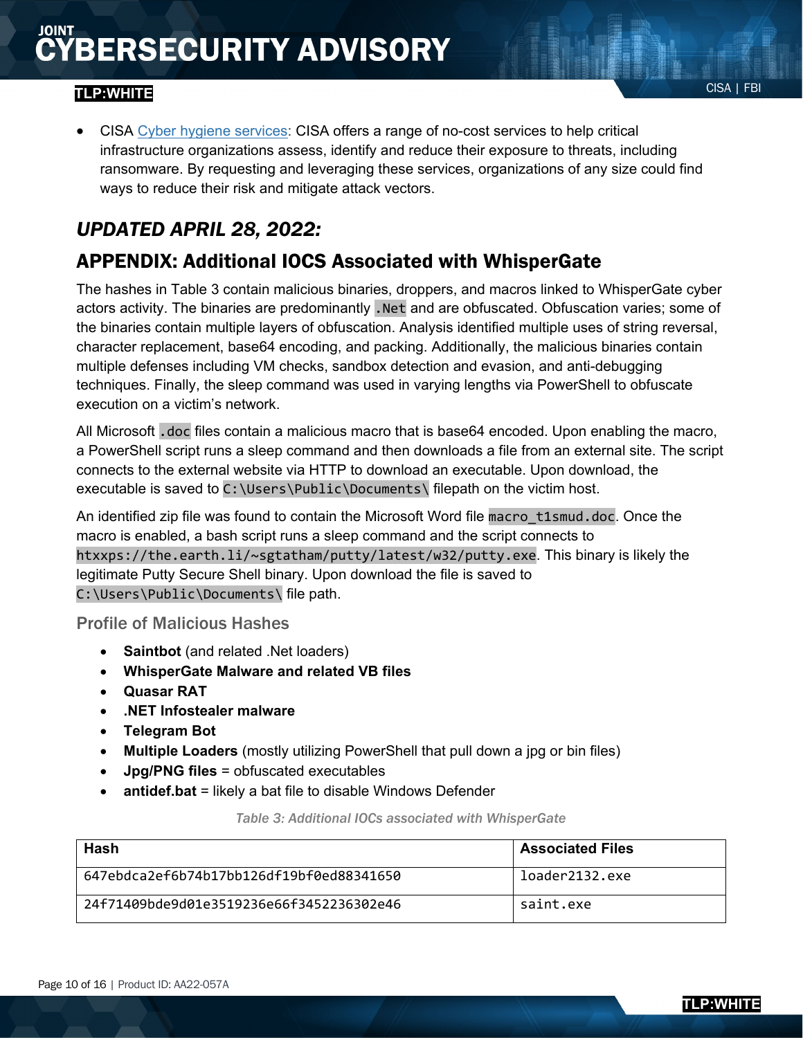- CISA Cyber hygiene services: CISA offers a range of no-cost services to help critical infrastructure organizations assess, identify and reduce their exposure to threats, including ransomware. By requesting and leveraging these services, organizations of any size could find ways to reduce their risk and mitigate attack vectors.

## *UPDATED APRIL 28, 2022:*

## APPENDIX: Additional IOCS Associated with WhisperGate

The hashes in Table 3 contain malicious binaries, droppers, and macros linked to WhisperGate cyber actors activity. The binaries are predominantly `.Net` and are obfuscated. Obfuscation varies; some of the binaries contain multiple layers of obfuscation. Analysis identified multiple uses of string reversal, character replacement, base64 encoding, and packing. Additionally, the malicious binaries contain multiple defenses including VM checks, sandbox detection and evasion, and anti-debugging techniques. Finally, the sleep command was used in varying lengths via PowerShell to obfuscate execution on a victim's network.

All Microsoft `.doc` files contain a malicious macro that is base64 encoded. Upon enabling the macro, a PowerShell script runs a sleep command and then downloads a file from an external site. The script connects to the external website via HTTP to download an executable. Upon download, the executable is saved to `C:\Users\Public\Documents\` filepath on the victim host.

An identified zip file was found to contain the Microsoft Word file `macro_t1smud.doc`. Once the macro is enabled, a bash script runs a sleep command and the script connects to `htxxps://the.earth.li/~sgtatham/putty/latest/w32/putty.exe`. This binary is likely the legitimate Putty Secure Shell binary. Upon download the file is saved to `C:\Users\Public\Documents\` file path.

### Profile of Malicious Hashes

- **Saintbot** (and related .Net loaders)
- **WhisperGate Malware and related VB files**
- **Quasar RAT**
- **.NET Infostealer malware**
- **Telegram Bot**
- **Multiple Loaders** (mostly utilizing PowerShell that pull down a jpg or bin files)
- **Jpg/PNG files** = obfuscated executables
- **antidef.bat** = likely a bat file to disable Windows Defender

*Table 3: Additional IOCs associated with WhisperGate*

| Hash | Associated Files |
|---|---|
| 647ebdca2ef6b74b17bb126df19bf0ed88341650 | loader2132.exe |
| 24f71409bde9d01e3519236e66f3452236302e46 | saint.exe |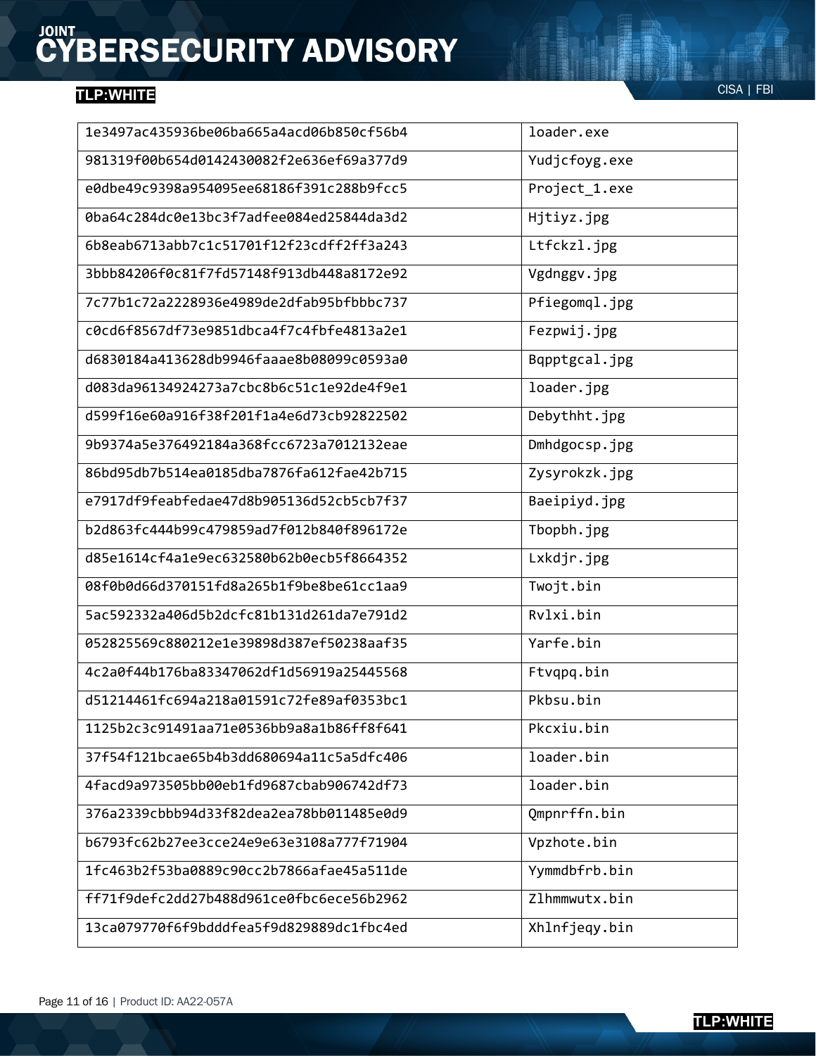| | |
|---|---|
| 1e3497ac435936be06ba665a4acd06b850cf56b4 | loader.exe |
| 981319f00b654d0142430082f2e636ef69a377d9 | Yudjcfoyg.exe |
| e0dbe49c9398a954095ee68186f391c288b9fcc5 | Project_1.exe |
| 0ba64c284dc0e13bc3f7adfee084ed25844da3d2 | Hjtiyz.jpg |
| 6b8eab6713abb7c1c51701f12f23cdff2ff3a243 | Ltfckzl.jpg |
| 3bbb84206f0c81f7fd57148f913db448a8172e92 | Vgdnggv.jpg |
| 7c77b1c72a2228936e4989de2dfab95bfbbbc737 | Pfiegomql.jpg |
| c0cd6f8567df73e9851dbca4f7c4fbfe4813a2e1 | Fezpwij.jpg |
| d6830184a413628db9946faaae8b08099c0593a0 | Bqpptgcal.jpg |
| d083da96134924273a7cbc8b6c51c1e92de4f9e1 | loader.jpg |
| d599f16e60a916f38f201f1a4e6d73cb92822502 | Debythht.jpg |
| 9b9374a5e376492184a368fcc6723a7012132eae | Dmhdgocsp.jpg |
| 86bd95db7b514ea0185dba7876fa612fae42b715 | Zysyrokzk.jpg |
| e7917df9feabfedae47d8b905136d52cb5cb7f37 | Baeipiyd.jpg |
| b2d863fc444b99c479859ad7f012b840f896172e | Tbopbh.jpg |
| d85e1614cf4a1e9ec632580b62b0ecb5f8664352 | Lxkdjr.jpg |
| 08f0b0d66d370151fd8a265b1f9be8be61cc1aa9 | Twojt.bin |
| 5ac592332a406d5b2dcfc81b131d261da7e791d2 | Rvlxi.bin |
| 052825569c880212e1e39898d387ef50238aaf35 | Yarfe.bin |
| 4c2a0f44b176ba83347062df1d56919a25445568 | Ftvqpq.bin |
| d51214461fc694a218a01591c72fe89af0353bc1 | Pkbsu.bin |
| 1125b2c3c91491aa71e0536bb9a8a1b86ff8f641 | Pkcxiu.bin |
| 37f54f121bcae65b4b3dd680694a11c5a5dfc406 | loader.bin |
| 4facd9a973505bb00eb1fd9687cbab906742df73 | loader.bin |
| 376a2339cbbb94d33f82dea2ea78bb011485e0d9 | Qmpnrffn.bin |
| b6793fc62b27ee3cce24e9e63e3108a777f71904 | Vpzhote.bin |
| 1fc463b2f53ba0889c90cc2b7866afae45a511de | Yymmdbfrb.bin |
| ff71f9defc2dd27b488d961ce0fbc6ece56b2962 | Zlhmmwutx.bin |
| 13ca079770f6f9bdddfea5f9d829889dc1fbc4ed | Xhlnfjeqy.bin |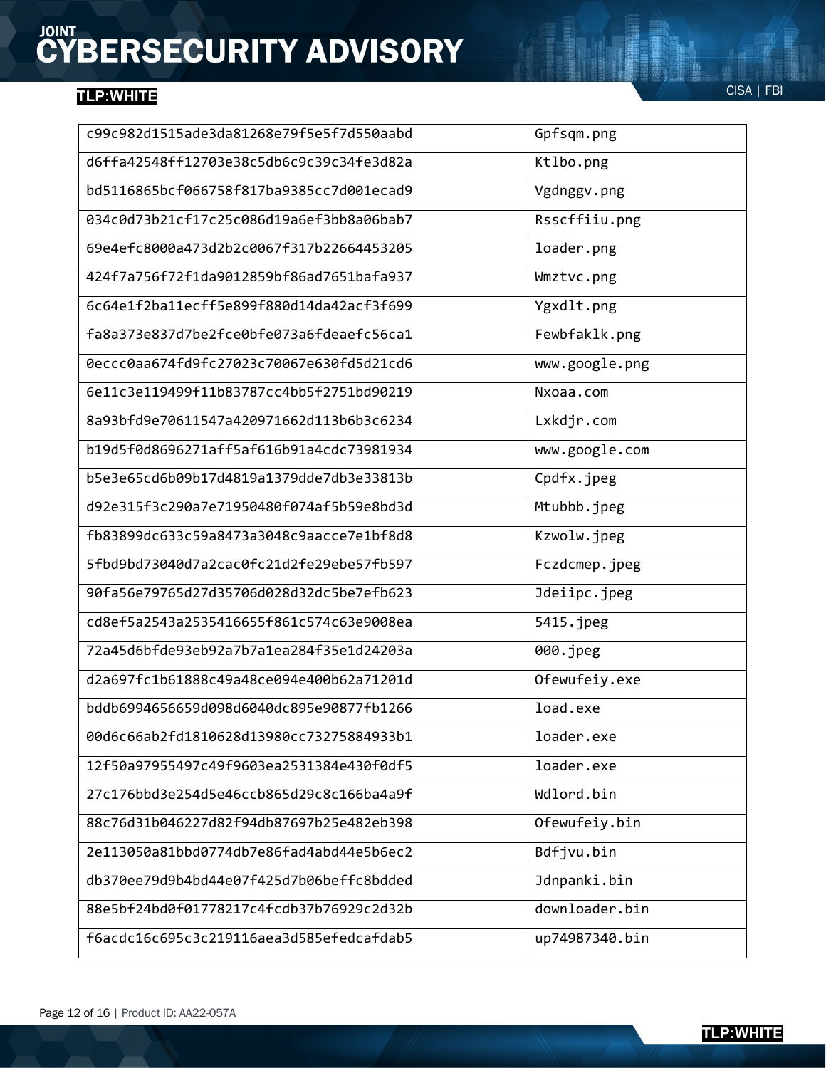| | |
|---|---|
| c99c982d1515ade3da81268e79f5e5f7d550aabd | Gpfsqm.png |
| d6ffa42548ff12703e38c5db6c9c39c34fe3d82a | Ktlbo.png |
| bd5116865bcf066758f817ba9385cc7d001ecad9 | Vgdnggv.png |
| 034c0d73b21cf17c25c086d19a6ef3bb8a06bab7 | Rsscffiiu.png |
| 69e4efc8000a473d2b2c0067f317b22664453205 | loader.png |
| 424f7a756f72f1da9012859bf86ad7651bafa937 | Wmztvc.png |
| 6c64e1f2ba11ecff5e899f880d14da42acf3f699 | Ygxdlt.png |
| fa8a373e837d7be2fce0bfe073a6fdeaefc56ca1 | Fewbfaklk.png |
| 0eccc0aa674fd9fc27023c70067e630fd5d21cd6 | www.google.png |
| 6e11c3e119499f11b83787cc4bb5f2751bd90219 | Nxoaa.com |
| 8a93bfd9e70611547a420971662d113b6b3c6234 | Lxkdjr.com |
| b19d5f0d8696271aff5af616b91a4cdc73981934 | www.google.com |
| b5e3e65cd6b09b17d4819a1379dde7db3e33813b | Cpdfx.jpeg |
| d92e315f3c290a7e71950480f074af5b59e8bd3d | Mtubbb.jpeg |
| fb83899dc633c59a8473a3048c9aacce7e1bf8d8 | Kzwolw.jpeg |
| 5fbd9bd73040d7a2cac0fc21d2fe29ebe57fb597 | Fczdcmep.jpeg |
| 90fa56e79765d27d35706d028d32dc5be7efb623 | Jdeiipc.jpeg |
| cd8ef5a2543a2535416655f861c574c63e9008ea | 5415.jpeg |
| 72a45d6bfde93eb92a7b7a1ea284f35e1d24203a | 000.jpeg |
| d2a697fc1b61888c49a48ce094e400b62a71201d | Ofewufeiy.exe |
| bddb6994656659d098d6040dc895e90877fb1266 | load.exe |
| 00d6c66ab2fd1810628d13980cc73275884933b1 | loader.exe |
| 12f50a97955497c49f9603ea2531384e430f0df5 | loader.exe |
| 27c176bbd3e254d5e46ccb865d29c8c166ba4a9f | Wdlord.bin |
| 88c76d31b046227d82f94db87697b25e482eb398 | Ofewufeiy.bin |
| 2e113050a81bbd0774db7e86fad4abd44e5b6ec2 | Bdfjvu.bin |
| db370ee79d9b4bd44e07f425d7b06beffc8bdded | Jdnpanki.bin |
| 88e5bf24bd0f01778217c4fcdb37b76929c2d32b | downloader.bin |
| f6acdc16c695c3c219116aea3d585efedcafdab5 | up74987340.bin |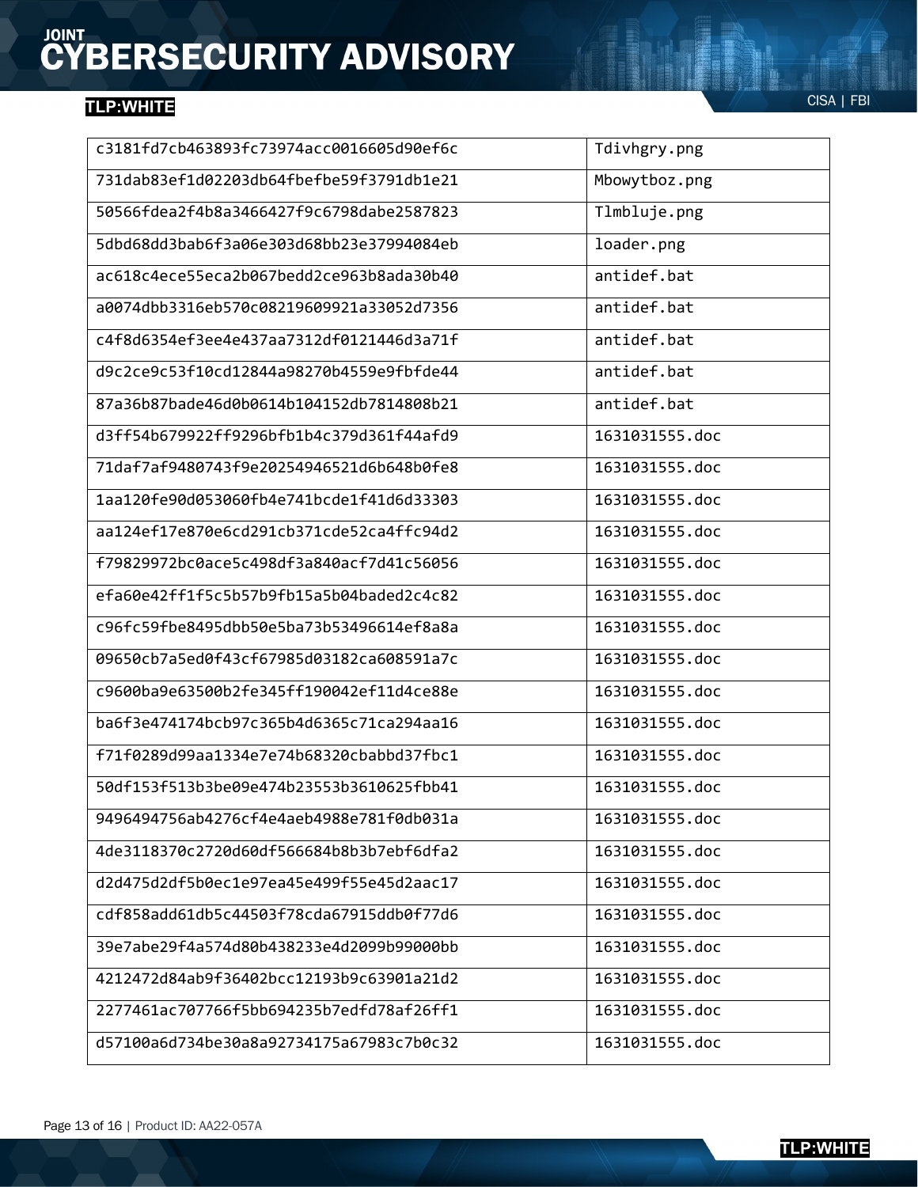| | |
|---|---|
| c3181fd7cb463893fc73974acc0016605d90ef6c | Tdivhgry.png |
| 731dab83ef1d02203db64fbefbe59f3791db1e21 | Mbowytboz.png |
| 50566fdea2f4b8a3466427f9c6798dabe2587823 | Tlmbluje.png |
| 5dbd68dd3bab6f3a06e303d68bb23e37994084eb | loader.png |
| ac618c4ece55eca2b067bedd2ce963b8ada30b40 | antidef.bat |
| a0074dbb3316eb570c08219609921a33052d7356 | antidef.bat |
| c4f8d6354ef3ee4e437aa7312df0121446d3a71f | antidef.bat |
| d9c2ce9c53f10cd12844a98270b4559e9fbfde44 | antidef.bat |
| 87a36b87bade46d0b0614b104152db7814808b21 | antidef.bat |
| d3ff54b679922ff9296bfb1b4c379d361f44afd9 | 1631031555.doc |
| 71daf7af9480743f9e20254946521d6b648b0fe8 | 1631031555.doc |
| 1aa120fe90d053060fb4e741bcde1f41d6d33303 | 1631031555.doc |
| aa124ef17e870e6cd291cb371cde52ca4ffc94d2 | 1631031555.doc |
| f79829972bc0ace5c498df3a840acf7d41c56056 | 1631031555.doc |
| efa60e42ff1f5c5b57b9fb15a5b04baded2c4c82 | 1631031555.doc |
| c96fc59fbe8495dbb50e5ba73b53496614ef8a8a | 1631031555.doc |
| 09650cb7a5ed0f43cf67985d03182ca608591a7c | 1631031555.doc |
| c9600ba9e63500b2fe345ff190042ef11d4ce88e | 1631031555.doc |
| ba6f3e474174bcb97c365b4d6365c71ca294aa16 | 1631031555.doc |
| f71f0289d99aa1334e7e74b68320cbabbd37fbc1 | 1631031555.doc |
| 50df153f513b3be09e474b23553b3610625fbb41 | 1631031555.doc |
| 9496494756ab4276cf4e4aeb4988e781f0db031a | 1631031555.doc |
| 4de3118370c2720d60df566684b8b3b7ebf6dfa2 | 1631031555.doc |
| d2d475d2df5b0ec1e97ea45e499f55e45d2aac17 | 1631031555.doc |
| cdf858add61db5c44503f78cda67915ddb0f77d6 | 1631031555.doc |
| 39e7abe29f4a574d80b438233e4d2099b99000bb | 1631031555.doc |
| 4212472d84ab9f36402bcc12193b9c63901a21d2 | 1631031555.doc |
| 2277461ac707766f5bb694235b7edfd78af26ff1 | 1631031555.doc |
| d57100a6d734be30a8a92734175a67983c7b0c32 | 1631031555.doc |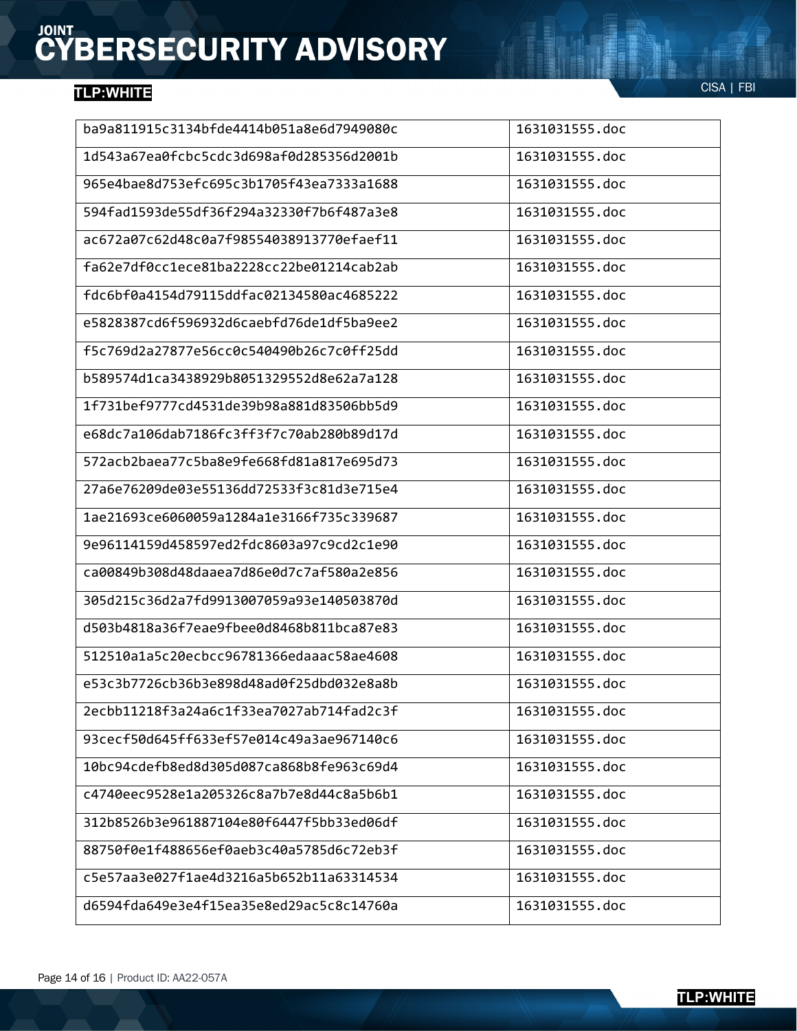| | |
|---|---|
| ba9a811915c3134bfde4414b051a8e6d7949080c | 1631031555.doc |
| 1d543a67ea0fcbc5cdc3d698af0d285356d2001b | 1631031555.doc |
| 965e4bae8d753efc695c3b1705f43ea7333a1688 | 1631031555.doc |
| 594fad1593de55df36f294a32330f7b6f487a3e8 | 1631031555.doc |
| ac672a07c62d48c0a7f98554038913770efaef11 | 1631031555.doc |
| fa62e7df0cc1ece81ba2228cc22be01214cab2ab | 1631031555.doc |
| fdc6bf0a4154d79115ddfac02134580ac4685222 | 1631031555.doc |
| e5828387cd6f596932d6caebfd76de1df5ba9ee2 | 1631031555.doc |
| f5c769d2a27877e56cc0c540490b26c7c0ff25dd | 1631031555.doc |
| b589574d1ca3438929b8051329552d8e62a7a128 | 1631031555.doc |
| 1f731bef9777cd4531de39b98a881d83506bb5d9 | 1631031555.doc |
| e68dc7a106dab7186fc3ff3f7c70ab280b89d17d | 1631031555.doc |
| 572acb2baea77c5ba8e9fe668fd81a817e695d73 | 1631031555.doc |
| 27a6e76209de03e55136dd72533f3c81d3e715e4 | 1631031555.doc |
| 1ae21693ce6060059a1284a1e3166f735c339687 | 1631031555.doc |
| 9e96114159d458597ed2fdc8603a97c9cd2c1e90 | 1631031555.doc |
| ca00849b308d48daaea7d86e0d7c7af580a2e856 | 1631031555.doc |
| 305d215c36d2a7fd9913007059a93e140503870d | 1631031555.doc |
| d503b4818a36f7eae9fbee0d8468b811bca87e83 | 1631031555.doc |
| 512510a1a5c20ecbcc96781366edaaac58ae4608 | 1631031555.doc |
| e53c3b7726cb36b3e898d48ad0f25dbd032e8a8b | 1631031555.doc |
| 2ecbb11218f3a24a6c1f33ea7027ab714fad2c3f | 1631031555.doc |
| 93cecf50d645ff633ef57e014c49a3ae967140c6 | 1631031555.doc |
| 10bc94cdefb8ed8d305d087ca868b8fe963c69d4 | 1631031555.doc |
| c4740eec9528e1a205326c8a7b7e8d44c8a5b6b1 | 1631031555.doc |
| 312b8526b3e961887104e80f6447f5bb33ed06df | 1631031555.doc |
| 88750f0e1f488656ef0aeb3c40a5785d6c72eb3f | 1631031555.doc |
| c5e57aa3e027f1ae4d3216a5b652b11a63314534 | 1631031555.doc |
| d6594fda649e3e4f15ea35e8ed29ac5c8c14760a | 1631031555.doc |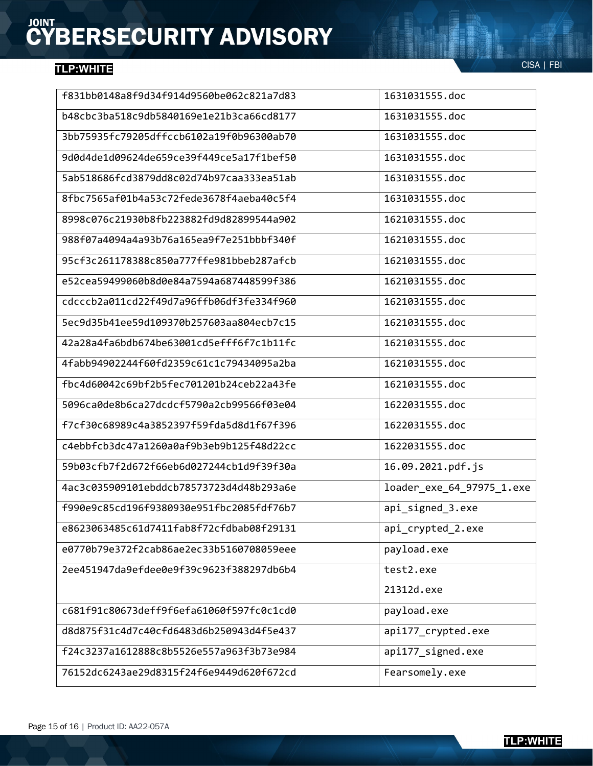| | |
|---|---|
| f831bb0148a8f9d34f914d9560be062c821a7d83 | 1631031555.doc |
| b48cbc3ba518c9db5840169e1e21b3ca66cd8177 | 1631031555.doc |
| 3bb75935fc79205dffccb6102a19f0b96300ab70 | 1631031555.doc |
| 9d0d4de1d09624de659ce39f449ce5a17f1bef50 | 1631031555.doc |
| 5ab518686fcd3879dd8c02d74b97caa333ea51ab | 1631031555.doc |
| 8fbc7565af01b4a53c72fede3678f4aeba40c5f4 | 1631031555.doc |
| 8998c076c21930b8fb223882fd9d82899544a902 | 1621031555.doc |
| 988f07a4094a4a93b76a165ea9f7e251bbbf340f | 1621031555.doc |
| 95cf3c261178388c850a777ffe981bbeb287afcb | 1621031555.doc |
| e52cea59499060b8d0e84a7594a687448599f386 | 1621031555.doc |
| cdcccb2a011cd22f49d7a96ffb06df3fe334f960 | 1621031555.doc |
| 5ec9d35b41ee59d109370b257603aa804ecb7c15 | 1621031555.doc |
| 42a28a4fa6bdb674be63001cd5efff6f7c1b11fc | 1621031555.doc |
| 4fabb94902244f60fd2359c61c1c79434095a2ba | 1621031555.doc |
| fbc4d60042c69bf2b5fec701201b24ceb22a43fe | 1621031555.doc |
| 5096ca0de8b6ca27dcdcf5790a2cb99566f03e04 | 1622031555.doc |
| f7cf30c68989c4a3852397f59fda5d8d1f67f396 | 1622031555.doc |
| c4ebbfcb3dc47a1260a0af9b3eb9b125f48d22cc | 1622031555.doc |
| 59b03cfb7f2d672f66eb6d027244cb1d9f39f30a | 16.09.2021.pdf.js |
| 4ac3c035909101ebddcb78573723d4d48b293a6e | loader_exe_64_97975_1.exe |
| f990e9c85cd196f9380930e951fbc2085fdf76b7 | api_signed_3.exe |
| e8623063485c61d7411fab8f72cfdbab08f29131 | api_crypted_2.exe |
| e0770b79e372f2cab86ae2ec33b5160708059eee | payload.exe |
| 2ee451947da9efdee0e9f39c9623f388297db6b4 | test2.exe<br>21312d.exe |
| c681f91c80673deff9f6efa61060f597fc0c1cd0 | payload.exe |
| d8d875f31c4d7c40cfd6483d6b250943d4f5e437 | api177_crypted.exe |
| f24c3237a1612888c8b5526e557a963f3b73e984 | api177_signed.exe |
| 76152dc6243ae29d8315f24f6e9449d620f672cd | Fearsomely.exe |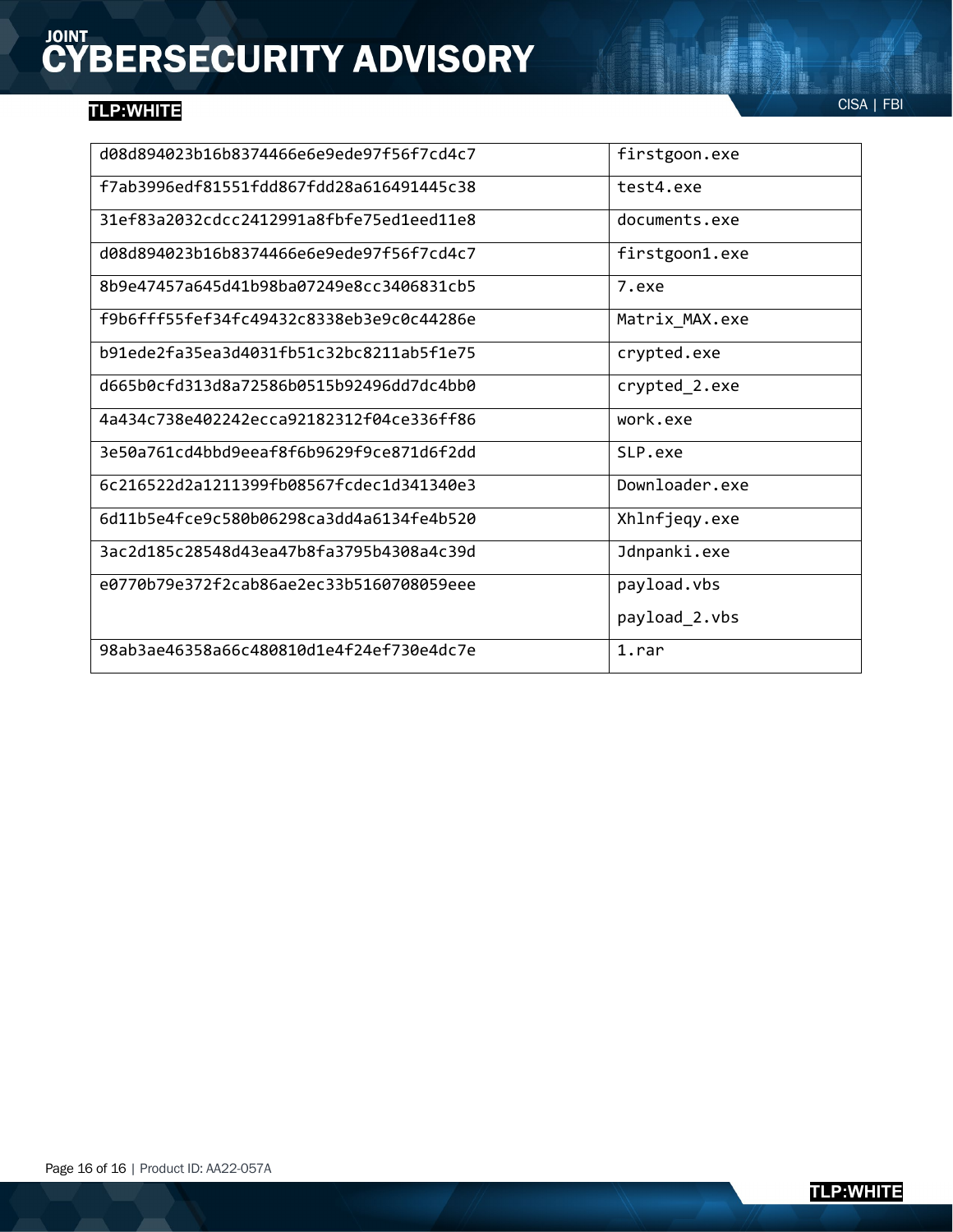| | |
|---|---|
| d08d894023b16b8374466e6e9ede97f56f7cd4c7 | firstgoon.exe |
| f7ab3996edf81551fdd867fdd28a616491445c38 | test4.exe |
| 31ef83a2032cdcc2412991a8fbfe75ed1eed11e8 | documents.exe |
| d08d894023b16b8374466e6e9ede97f56f7cd4c7 | firstgoon1.exe |
| 8b9e47457a645d41b98ba07249e8cc3406831cb5 | 7.exe |
| f9b6fff55fef34fc49432c8338eb3e9c0c44286e | Matrix_MAX.exe |
| b91ede2fa35ea3d4031fb51c32bc8211ab5f1e75 | crypted.exe |
| d665b0cfd313d8a72586b0515b92496dd7dc4bb0 | crypted_2.exe |
| 4a434c738e402242ecca92182312f04ce336ff86 | work.exe |
| 3e50a761cd4bbd9eeaf8f6b9629f9ce871d6f2dd | SLP.exe |
| 6c216522d2a1211399fb08567fcdec1d341340e3 | Downloader.exe |
| 6d11b5e4fce9c580b06298ca3dd4a6134fe4b520 | Xhlnfjeqy.exe |
| 3ac2d185c28548d43ea47b8fa3795b4308a4c39d | Jdnpanki.exe |
| e0770b79e372f2cab86ae2ec33b5160708059eee | payload.vbs<br>payload_2.vbs |
| 98ab3ae46358a66c480810d1e4f24ef730e4dc7e | 1.rar |